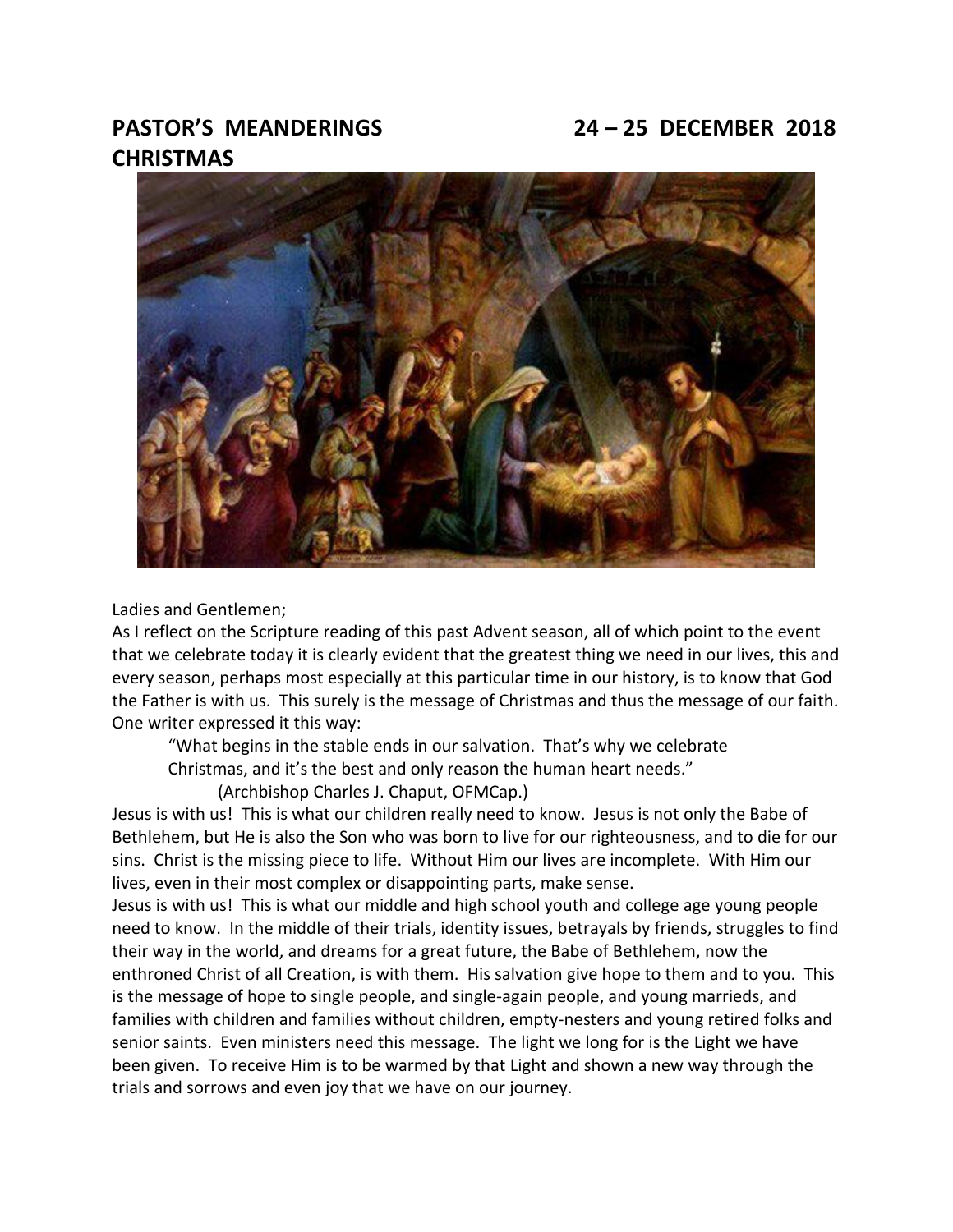# PASTOR'S MEANDERINGS 24 – 25 DECEMBER 2018
# CHRISTMAS

Ladies and Gentlemen;

As I reflect on the Scripture reading of this past Advent season, all of which point to the event that we celebrate today it is clearly evident that the greatest thing we need in our lives, this and every season, perhaps most especially at this particular time in our history, is to know that God the Father is with us. This surely is the message of Christmas and thus the message of our faith. One writer expressed it this way:

> "What begins in the stable ends in our salvation. That's why we celebrate Christmas, and it's the best and only reason the human heart needs."
>
> (Archbishop Charles J. Chaput, OFMCap.)

Jesus is with us! This is what our children really need to know. Jesus is not only the Babe of Bethlehem, but He is also the Son who was born to live for our righteousness, and to die for our sins. Christ is the missing piece to life. Without Him our lives are incomplete. With Him our lives, even in their most complex or disappointing parts, make sense.

Jesus is with us! This is what our middle and high school youth and college age young people need to know. In the middle of their trials, identity issues, betrayals by friends, struggles to find their way in the world, and dreams for a great future, the Babe of Bethlehem, now the enthroned Christ of all Creation, is with them. His salvation give hope to them and to you. This is the message of hope to single people, and single-again people, and young marrieds, and families with children and families without children, empty-nesters and young retired folks and senior saints. Even ministers need this message. The light we long for is the Light we have been given. To receive Him is to be warmed by that Light and shown a new way through the trials and sorrows and even joy that we have on our journey.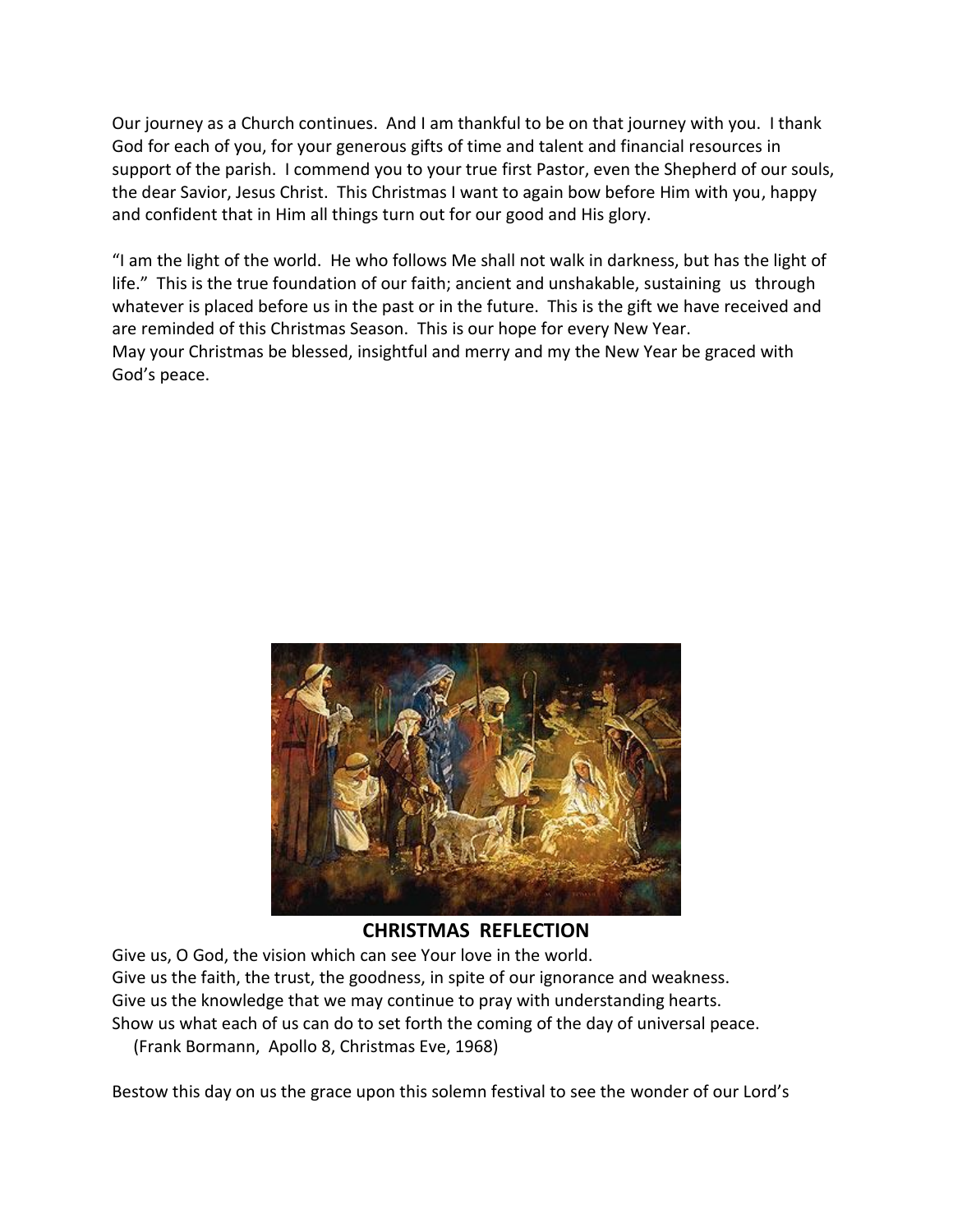Our journey as a Church continues. And I am thankful to be on that journey with you. I thank God for each of you, for your generous gifts of time and talent and financial resources in support of the parish. I commend you to your true first Pastor, even the Shepherd of our souls, the dear Savior, Jesus Christ. This Christmas I want to again bow before Him with you, happy and confident that in Him all things turn out for our good and His glory.

"I am the light of the world. He who follows Me shall not walk in darkness, but has the light of life." This is the true foundation of our faith; ancient and unshakable, sustaining us through whatever is placed before us in the past or in the future. This is the gift we have received and are reminded of this Christmas Season. This is our hope for every New Year.
May your Christmas be blessed, insightful and merry and my the New Year be graced with God's peace.

**CHRISTMAS REFLECTION**

Give us, O God, the vision which can see Your love in the world.
Give us the faith, the trust, the goodness, in spite of our ignorance and weakness.
Give us the knowledge that we may continue to pray with understanding hearts.
Show us what each of us can do to set forth the coming of the day of universal peace.
(Frank Bormann, Apollo 8, Christmas Eve, 1968)

Bestow this day on us the grace upon this solemn festival to see the wonder of our Lord's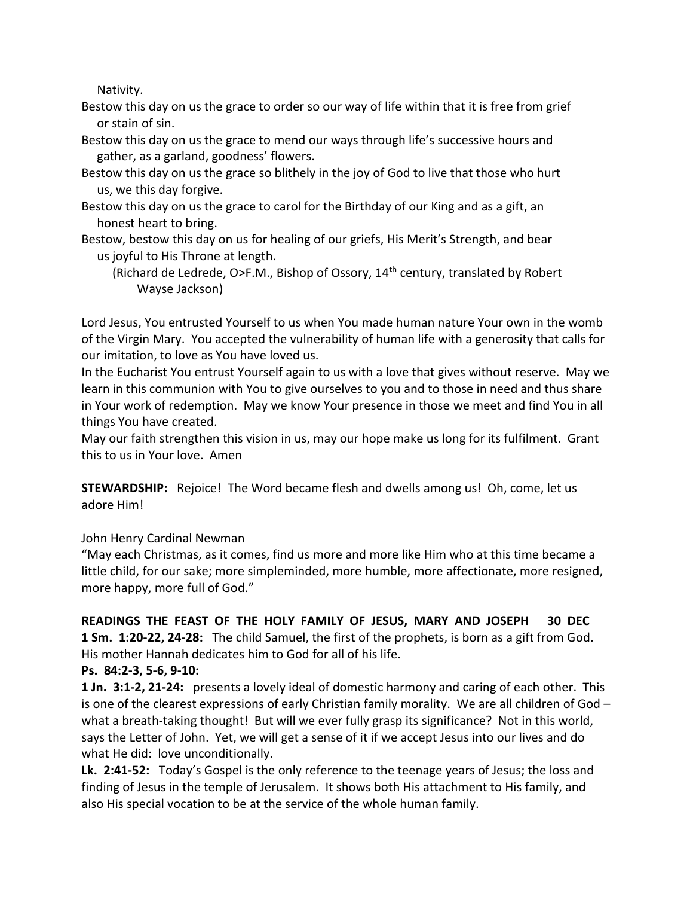Nativity.

Bestow this day on us the grace to order so our way of life within that it is free from grief or stain of sin.

Bestow this day on us the grace to mend our ways through life's successive hours and gather, as a garland, goodness' flowers.

Bestow this day on us the grace so blithely in the joy of God to live that those who hurt us, we this day forgive.

Bestow this day on us the grace to carol for the Birthday of our King and as a gift, an honest heart to bring.

Bestow, bestow this day on us for healing of our griefs, His Merit's Strength, and bear us joyful to His Throne at length.

(Richard de Ledrede, O>F.M., Bishop of Ossory, 14th century, translated by Robert Wayse Jackson)

Lord Jesus, You entrusted Yourself to us when You made human nature Your own in the womb of the Virgin Mary. You accepted the vulnerability of human life with a generosity that calls for our imitation, to love as You have loved us.

In the Eucharist You entrust Yourself again to us with a love that gives without reserve. May we learn in this communion with You to give ourselves to you and to those in need and thus share in Your work of redemption. May we know Your presence in those we meet and find You in all things You have created.

May our faith strengthen this vision in us, may our hope make us long for its fulfilment. Grant this to us in Your love. Amen

**STEWARDSHIP:** Rejoice! The Word became flesh and dwells among us! Oh, come, let us adore Him!

John Henry Cardinal Newman

"May each Christmas, as it comes, find us more and more like Him who at this time became a little child, for our sake; more simpleminded, more humble, more affectionate, more resigned, more happy, more full of God."

**READINGS THE FEAST OF THE HOLY FAMILY OF JESUS, MARY AND JOSEPH 30 DEC**

**1 Sm. 1:20-22, 24-28:** The child Samuel, the first of the prophets, is born as a gift from God. His mother Hannah dedicates him to God for all of his life.

**Ps. 84:2-3, 5-6, 9-10:**

**1 Jn. 3:1-2, 21-24:** presents a lovely ideal of domestic harmony and caring of each other. This is one of the clearest expressions of early Christian family morality. We are all children of God – what a breath-taking thought! But will we ever fully grasp its significance? Not in this world, says the Letter of John. Yet, we will get a sense of it if we accept Jesus into our lives and do what He did: love unconditionally.

**Lk. 2:41-52:** Today's Gospel is the only reference to the teenage years of Jesus; the loss and finding of Jesus in the temple of Jerusalem. It shows both His attachment to His family, and also His special vocation to be at the service of the whole human family.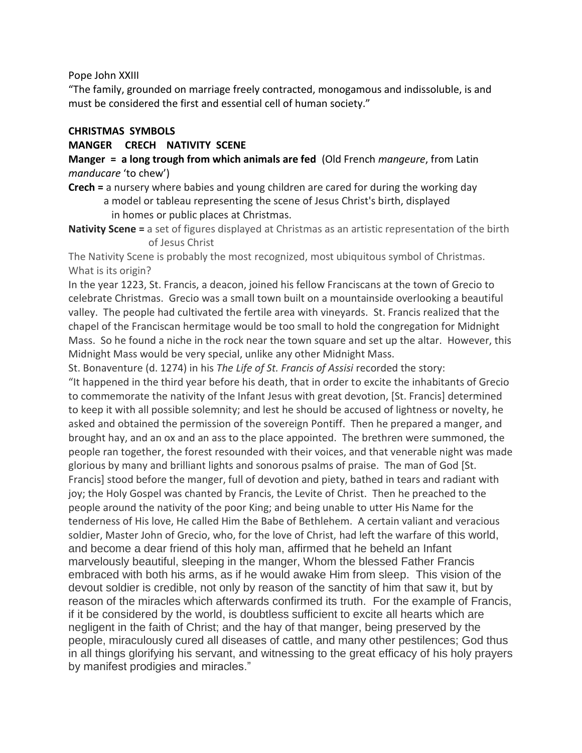Pope John XXIII

“The family, grounded on marriage freely contracted, monogamous and indissoluble, is and must be considered the first and essential cell of human society.”

**CHRISTMAS SYMBOLS**

**MANGER CRECH NATIVITY SCENE**

**Manger = a long trough from which animals are fed** (Old French *mangeure*, from Latin *manducare* ‘to chew’)

**Crech =** a nursery where babies and young children are cared for during the working day
a model or tableau representing the scene of Jesus Christ's birth, displayed in homes or public places at Christmas.

**Nativity Scene =** a set of figures displayed at Christmas as an artistic representation of the birth of Jesus Christ

The Nativity Scene is probably the most recognized, most ubiquitous symbol of Christmas. What is its origin?

In the year 1223, St. Francis, a deacon, joined his fellow Franciscans at the town of Grecio to celebrate Christmas. Grecio was a small town built on a mountainside overlooking a beautiful valley. The people had cultivated the fertile area with vineyards. St. Francis realized that the chapel of the Franciscan hermitage would be too small to hold the congregation for Midnight Mass. So he found a niche in the rock near the town square and set up the altar. However, this Midnight Mass would be very special, unlike any other Midnight Mass.

St. Bonaventure (d. 1274) in his *The Life of St. Francis of Assisi* recorded the story:

“It happened in the third year before his death, that in order to excite the inhabitants of Grecio to commemorate the nativity of the Infant Jesus with great devotion, [St. Francis] determined to keep it with all possible solemnity; and lest he should be accused of lightness or novelty, he asked and obtained the permission of the sovereign Pontiff. Then he prepared a manger, and brought hay, and an ox and an ass to the place appointed. The brethren were summoned, the people ran together, the forest resounded with their voices, and that venerable night was made glorious by many and brilliant lights and sonorous psalms of praise. The man of God [St. Francis] stood before the manger, full of devotion and piety, bathed in tears and radiant with joy; the Holy Gospel was chanted by Francis, the Levite of Christ. Then he preached to the people around the nativity of the poor King; and being unable to utter His Name for the tenderness of His love, He called Him the Babe of Bethlehem. A certain valiant and veracious soldier, Master John of Grecio, who, for the love of Christ, had left the warfare of this world, and become a dear friend of this holy man, affirmed that he beheld an Infant marvelously beautiful, sleeping in the manger, Whom the blessed Father Francis embraced with both his arms, as if he would awake Him from sleep. This vision of the devout soldier is credible, not only by reason of the sanctity of him that saw it, but by reason of the miracles which afterwards confirmed its truth. For the example of Francis, if it be considered by the world, is doubtless sufficient to excite all hearts which are negligent in the faith of Christ; and the hay of that manger, being preserved by the people, miraculously cured all diseases of cattle, and many other pestilences; God thus in all things glorifying his servant, and witnessing to the great efficacy of his holy prayers by manifest prodigies and miracles.”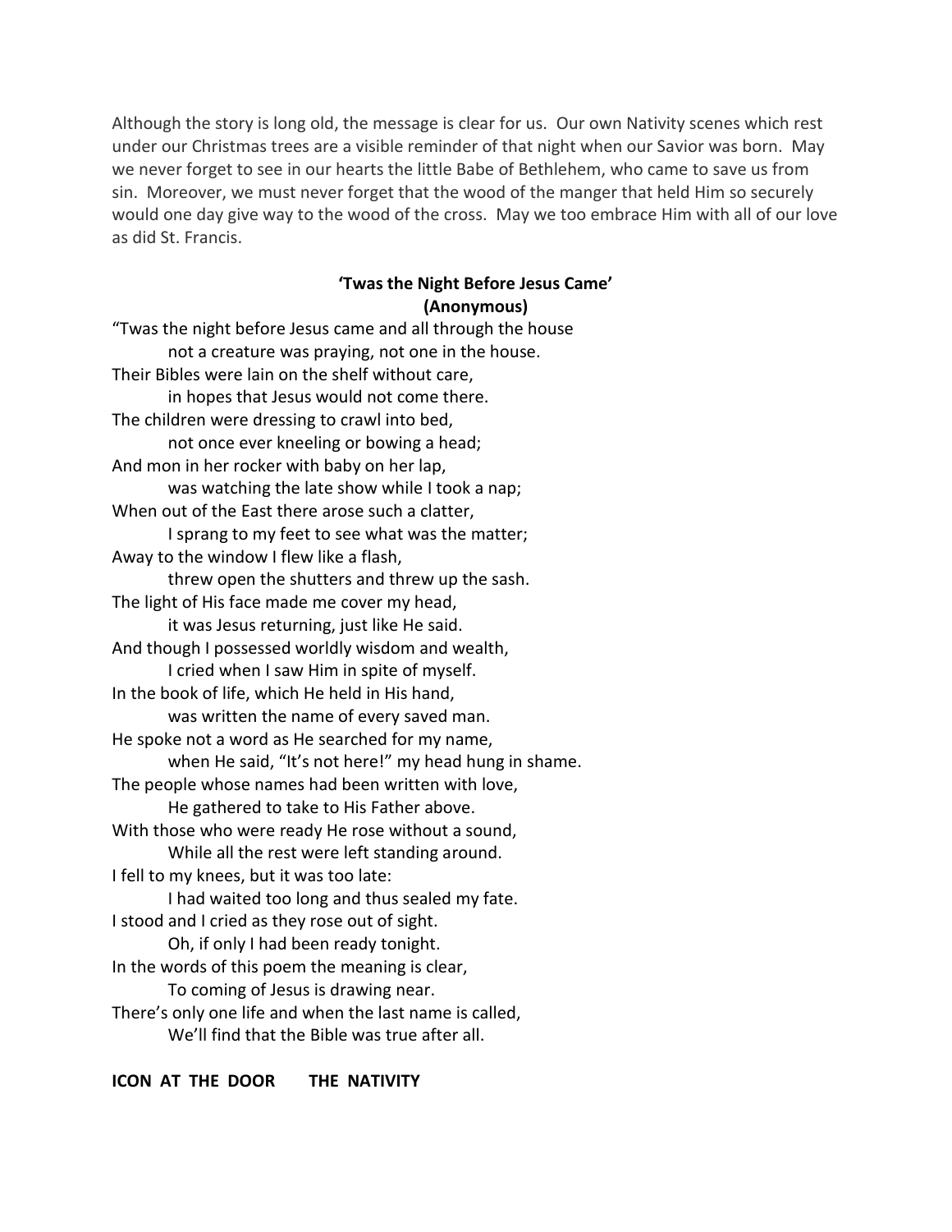Although the story is long old, the message is clear for us. Our own Nativity scenes which rest under our Christmas trees are a visible reminder of that night when our Savior was born. May we never forget to see in our hearts the little Babe of Bethlehem, who came to save us from sin. Moreover, we must never forget that the wood of the manger that held Him so securely would one day give way to the wood of the cross. May we too embrace Him with all of our love as did St. Francis.

**'Twas the Night Before Jesus Came'**
**(Anonymous)**

"Twas the night before Jesus came and all through the house
 not a creature was praying, not one in the house.
Their Bibles were lain on the shelf without care,
 in hopes that Jesus would not come there.
The children were dressing to crawl into bed,
 not once ever kneeling or bowing a head;
And mon in her rocker with baby on her lap,
 was watching the late show while I took a nap;
When out of the East there arose such a clatter,
 I sprang to my feet to see what was the matter;
Away to the window I flew like a flash,
 threw open the shutters and threw up the sash.
The light of His face made me cover my head,
 it was Jesus returning, just like He said.
And though I possessed worldly wisdom and wealth,
 I cried when I saw Him in spite of myself.
In the book of life, which He held in His hand,
 was written the name of every saved man.
He spoke not a word as He searched for my name,
 when He said, "It's not here!" my head hung in shame.
The people whose names had been written with love,
 He gathered to take to His Father above.
With those who were ready He rose without a sound,
 While all the rest were left standing around.
I fell to my knees, but it was too late:
 I had waited too long and thus sealed my fate.
I stood and I cried as they rose out of sight.
 Oh, if only I had been ready tonight.
In the words of this poem the meaning is clear,
 To coming of Jesus is drawing near.
There's only one life and when the last name is called,
 We'll find that the Bible was true after all.

**ICON AT THE DOOR THE NATIVITY**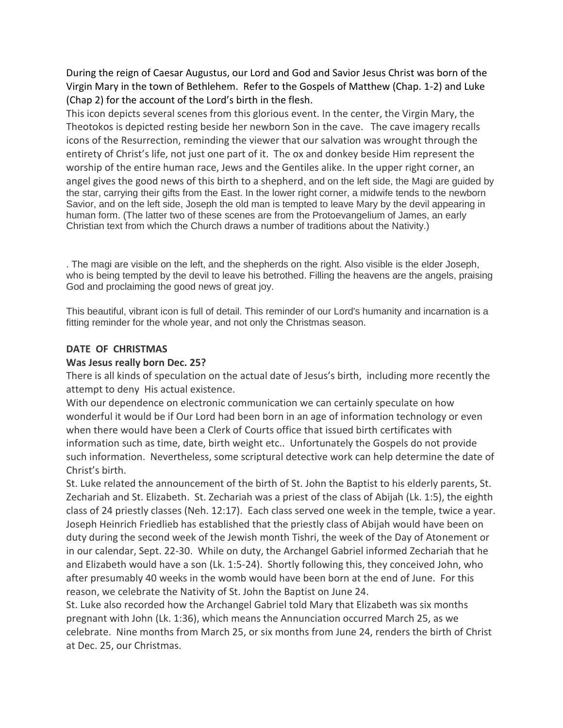During the reign of Caesar Augustus, our Lord and God and Savior Jesus Christ was born of the Virgin Mary in the town of Bethlehem. Refer to the Gospels of Matthew (Chap. 1-2) and Luke (Chap 2) for the account of the Lord's birth in the flesh.

This icon depicts several scenes from this glorious event. In the center, the Virgin Mary, the Theotokos is depicted resting beside her newborn Son in the cave. The cave imagery recalls icons of the Resurrection, reminding the viewer that our salvation was wrought through the entirety of Christ's life, not just one part of it. The ox and donkey beside Him represent the worship of the entire human race, Jews and the Gentiles alike. In the upper right corner, an angel gives the good news of this birth to a shepherd, and on the left side, the Magi are guided by the star, carrying their gifts from the East. In the lower right corner, a midwife tends to the newborn Savior, and on the left side, Joseph the old man is tempted to leave Mary by the devil appearing in human form. (The latter two of these scenes are from the Protoevangelium of James, an early Christian text from which the Church draws a number of traditions about the Nativity.)

. The magi are visible on the left, and the shepherds on the right. Also visible is the elder Joseph, who is being tempted by the devil to leave his betrothed. Filling the heavens are the angels, praising God and proclaiming the good news of great joy.

This beautiful, vibrant icon is full of detail. This reminder of our Lord's humanity and incarnation is a fitting reminder for the whole year, and not only the Christmas season.

**DATE OF CHRISTMAS**

**Was Jesus really born Dec. 25?**

There is all kinds of speculation on the actual date of Jesus's birth, including more recently the attempt to deny His actual existence.

With our dependence on electronic communication we can certainly speculate on how wonderful it would be if Our Lord had been born in an age of information technology or even when there would have been a Clerk of Courts office that issued birth certificates with information such as time, date, birth weight etc.. Unfortunately the Gospels do not provide such information. Nevertheless, some scriptural detective work can help determine the date of Christ's birth.

St. Luke related the announcement of the birth of St. John the Baptist to his elderly parents, St. Zechariah and St. Elizabeth. St. Zechariah was a priest of the class of Abijah (Lk. 1:5), the eighth class of 24 priestly classes (Neh. 12:17). Each class served one week in the temple, twice a year. Joseph Heinrich Friedlieb has established that the priestly class of Abijah would have been on duty during the second week of the Jewish month Tishri, the week of the Day of Atonement or in our calendar, Sept. 22-30. While on duty, the Archangel Gabriel informed Zechariah that he and Elizabeth would have a son (Lk. 1:5-24). Shortly following this, they conceived John, who after presumably 40 weeks in the womb would have been born at the end of June. For this reason, we celebrate the Nativity of St. John the Baptist on June 24.

St. Luke also recorded how the Archangel Gabriel told Mary that Elizabeth was six months pregnant with John (Lk. 1:36), which means the Annunciation occurred March 25, as we celebrate. Nine months from March 25, or six months from June 24, renders the birth of Christ at Dec. 25, our Christmas.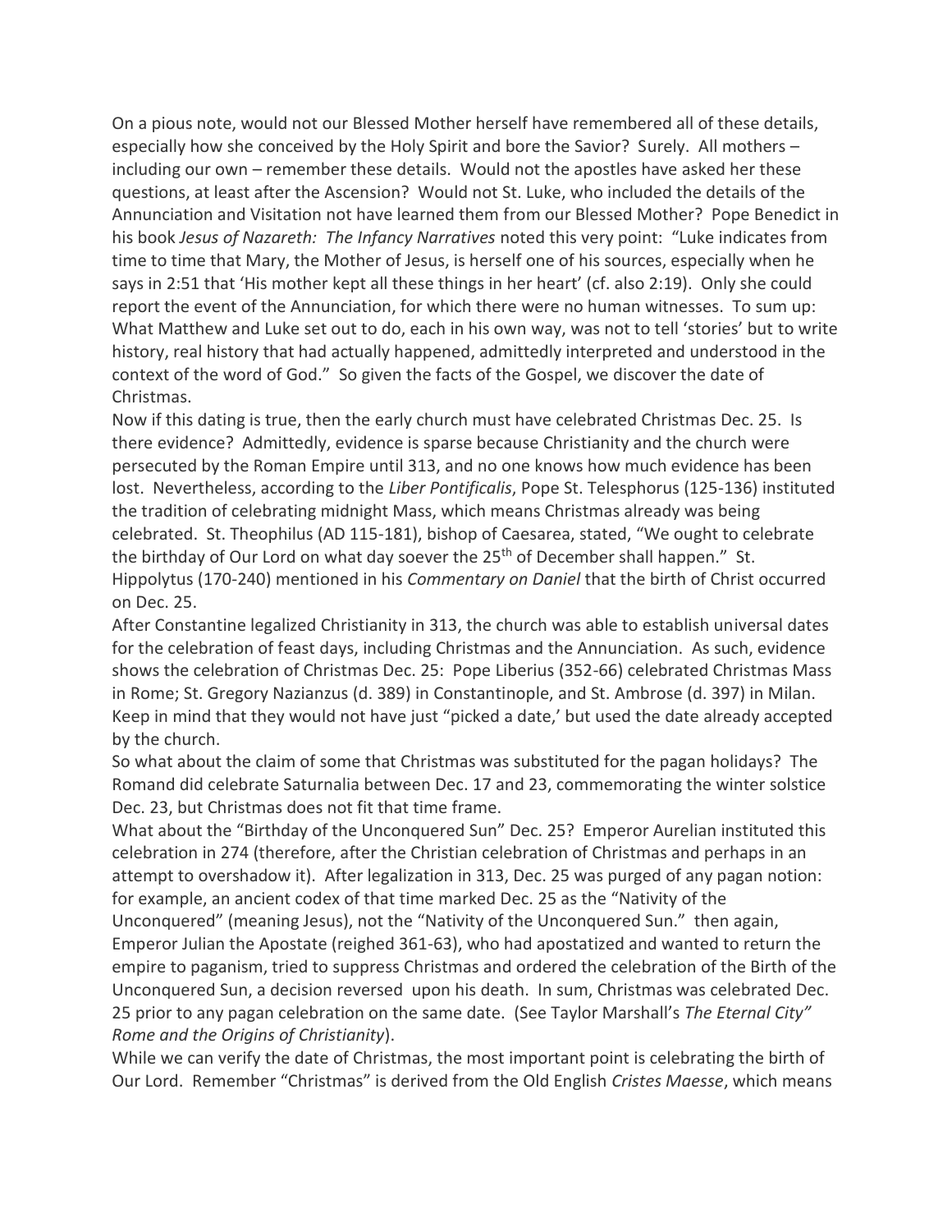On a pious note, would not our Blessed Mother herself have remembered all of these details, especially how she conceived by the Holy Spirit and bore the Savior? Surely. All mothers – including our own – remember these details. Would not the apostles have asked her these questions, at least after the Ascension? Would not St. Luke, who included the details of the Annunciation and Visitation not have learned them from our Blessed Mother? Pope Benedict in his book *Jesus of Nazareth: The Infancy Narratives* noted this very point: "Luke indicates from time to time that Mary, the Mother of Jesus, is herself one of his sources, especially when he says in 2:51 that 'His mother kept all these things in her heart' (cf. also 2:19). Only she could report the event of the Annunciation, for which there were no human witnesses. To sum up: What Matthew and Luke set out to do, each in his own way, was not to tell 'stories' but to write history, real history that had actually happened, admittedly interpreted and understood in the context of the word of God." So given the facts of the Gospel, we discover the date of Christmas.

Now if this dating is true, then the early church must have celebrated Christmas Dec. 25. Is there evidence? Admittedly, evidence is sparse because Christianity and the church were persecuted by the Roman Empire until 313, and no one knows how much evidence has been lost. Nevertheless, according to the *Liber Pontificalis*, Pope St. Telesphorus (125-136) instituted the tradition of celebrating midnight Mass, which means Christmas already was being celebrated. St. Theophilus (AD 115-181), bishop of Caesarea, stated, "We ought to celebrate the birthday of Our Lord on what day soever the 25th of December shall happen." St. Hippolytus (170-240) mentioned in his *Commentary on Daniel* that the birth of Christ occurred on Dec. 25.

After Constantine legalized Christianity in 313, the church was able to establish universal dates for the celebration of feast days, including Christmas and the Annunciation. As such, evidence shows the celebration of Christmas Dec. 25: Pope Liberius (352-66) celebrated Christmas Mass in Rome; St. Gregory Nazianzus (d. 389) in Constantinople, and St. Ambrose (d. 397) in Milan. Keep in mind that they would not have just "picked a date,' but used the date already accepted by the church.

So what about the claim of some that Christmas was substituted for the pagan holidays? The Romand did celebrate Saturnalia between Dec. 17 and 23, commemorating the winter solstice Dec. 23, but Christmas does not fit that time frame.

What about the "Birthday of the Unconquered Sun" Dec. 25? Emperor Aurelian instituted this celebration in 274 (therefore, after the Christian celebration of Christmas and perhaps in an attempt to overshadow it). After legalization in 313, Dec. 25 was purged of any pagan notion: for example, an ancient codex of that time marked Dec. 25 as the "Nativity of the Unconquered" (meaning Jesus), not the "Nativity of the Unconquered Sun." then again, Emperor Julian the Apostate (reighed 361-63), who had apostatized and wanted to return the empire to paganism, tried to suppress Christmas and ordered the celebration of the Birth of the Unconquered Sun, a decision reversed upon his death. In sum, Christmas was celebrated Dec. 25 prior to any pagan celebration on the same date. (See Taylor Marshall's *The Eternal City" Rome and the Origins of Christianity*).

While we can verify the date of Christmas, the most important point is celebrating the birth of Our Lord. Remember "Christmas" is derived from the Old English *Cristes Maesse*, which means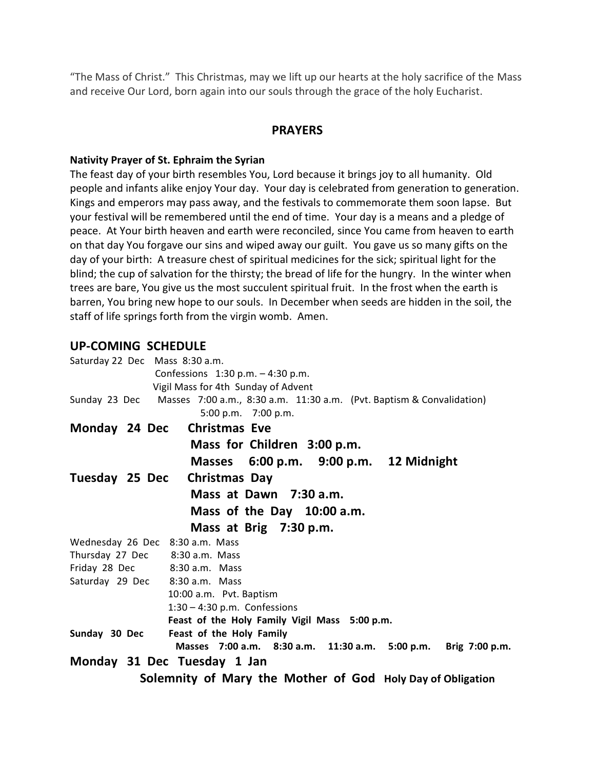"The Mass of Christ." This Christmas, may we lift up our hearts at the holy sacrifice of the Mass and receive Our Lord, born again into our souls through the grace of the holy Eucharist.

## PRAYERS

**Nativity Prayer of St. Ephraim the Syrian**

The feast day of your birth resembles You, Lord because it brings joy to all humanity. Old people and infants alike enjoy Your day. Your day is celebrated from generation to generation. Kings and emperors may pass away, and the festivals to commemorate them soon lapse. But your festival will be remembered until the end of time. Your day is a means and a pledge of peace. At Your birth heaven and earth were reconciled, since You came from heaven to earth on that day You forgave our sins and wiped away our guilt. You gave us so many gifts on the day of your birth: A treasure chest of spiritual medicines for the sick; spiritual light for the blind; the cup of salvation for the thirsty; the bread of life for the hungry. In the winter when trees are bare, You give us the most succulent spiritual fruit. In the frost when the earth is barren, You bring new hope to our souls. In December when seeds are hidden in the soil, the staff of life springs forth from the virgin womb. Amen.

## UP-COMING SCHEDULE

Saturday 22 Dec  Mass 8:30 a.m.
Confessions 1:30 p.m. – 4:30 p.m.
Vigil Mass for 4th Sunday of Advent

Sunday 23 Dec  Masses 7:00 a.m., 8:30 a.m. 11:30 a.m. (Pvt. Baptism & Convalidation)
5:00 p.m. 7:00 p.m.

**Monday 24 Dec  Christmas Eve**
**Mass for Children 3:00 p.m.**
**Masses 6:00 p.m. 9:00 p.m. 12 Midnight**

**Tuesday 25 Dec  Christmas Day**
**Mass at Dawn 7:30 a.m.**
**Mass of the Day 10:00 a.m.**
**Mass at Brig 7:30 p.m.**

Wednesday 26 Dec  8:30 a.m. Mass
Thursday 27 Dec  8:30 a.m. Mass
Friday 28 Dec  8:30 a.m. Mass
Saturday 29 Dec  8:30 a.m. Mass
10:00 a.m. Pvt. Baptism
1:30 – 4:30 p.m. Confessions
**Feast of the Holy Family Vigil Mass 5:00 p.m.**

**Sunday 30 Dec  Feast of the Holy Family**
**Masses 7:00 a.m. 8:30 a.m. 11:30 a.m. 5:00 p.m. Brig 7:00 p.m.**

**Monday 31 Dec Tuesday 1 Jan**
**Solemnity of Mary the Mother of God Holy Day of Obligation**